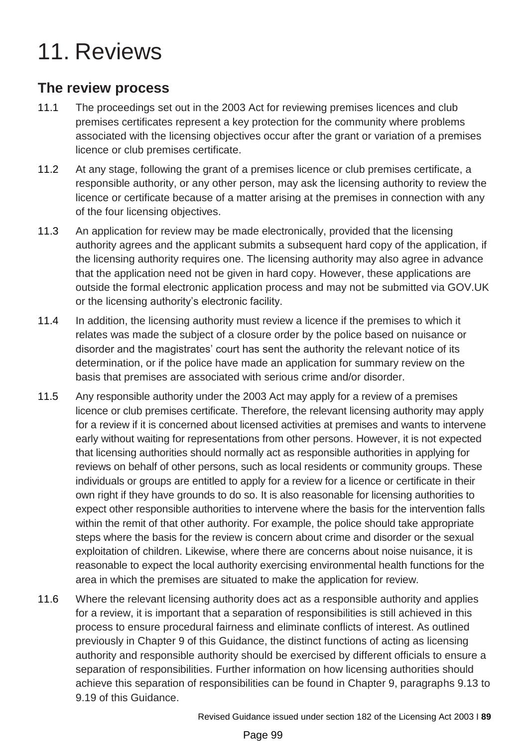# 11. Reviews

## The review process

11.1 The proceedings set out in the 2003 Act for reviewing premises licences and club premises certificates represent a key protection for the community where problems associated with the licensing objectives occur after the grant or variation of a premises licence or club premises certificate.

11.2 At any stage, following the grant of a premises licence or club premises certificate, a responsible authority, or any other person, may ask the licensing authority to review the licence or certificate because of a matter arising at the premises in connection with any of the four licensing objectives.

11.3 An application for review may be made electronically, provided that the licensing authority agrees and the applicant submits a subsequent hard copy of the application, if the licensing authority requires one. The licensing authority may also agree in advance that the application need not be given in hard copy. However, these applications are outside the formal electronic application process and may not be submitted via GOV.UK or the licensing authority's electronic facility.

11.4 In addition, the licensing authority must review a licence if the premises to which it relates was made the subject of a closure order by the police based on nuisance or disorder and the magistrates' court has sent the authority the relevant notice of its determination, or if the police have made an application for summary review on the basis that premises are associated with serious crime and/or disorder.

11.5 Any responsible authority under the 2003 Act may apply for a review of a premises licence or club premises certificate. Therefore, the relevant licensing authority may apply for a review if it is concerned about licensed activities at premises and wants to intervene early without waiting for representations from other persons. However, it is not expected that licensing authorities should normally act as responsible authorities in applying for reviews on behalf of other persons, such as local residents or community groups. These individuals or groups are entitled to apply for a review for a licence or certificate in their own right if they have grounds to do so. It is also reasonable for licensing authorities to expect other responsible authorities to intervene where the basis for the intervention falls within the remit of that other authority. For example, the police should take appropriate steps where the basis for the review is concern about crime and disorder or the sexual exploitation of children. Likewise, where there are concerns about noise nuisance, it is reasonable to expect the local authority exercising environmental health functions for the area in which the premises are situated to make the application for review.

11.6 Where the relevant licensing authority does act as a responsible authority and applies for a review, it is important that a separation of responsibilities is still achieved in this process to ensure procedural fairness and eliminate conflicts of interest. As outlined previously in Chapter 9 of this Guidance, the distinct functions of acting as licensing authority and responsible authority should be exercised by different officials to ensure a separation of responsibilities. Further information on how licensing authorities should achieve this separation of responsibilities can be found in Chapter 9, paragraphs 9.13 to 9.19 of this Guidance.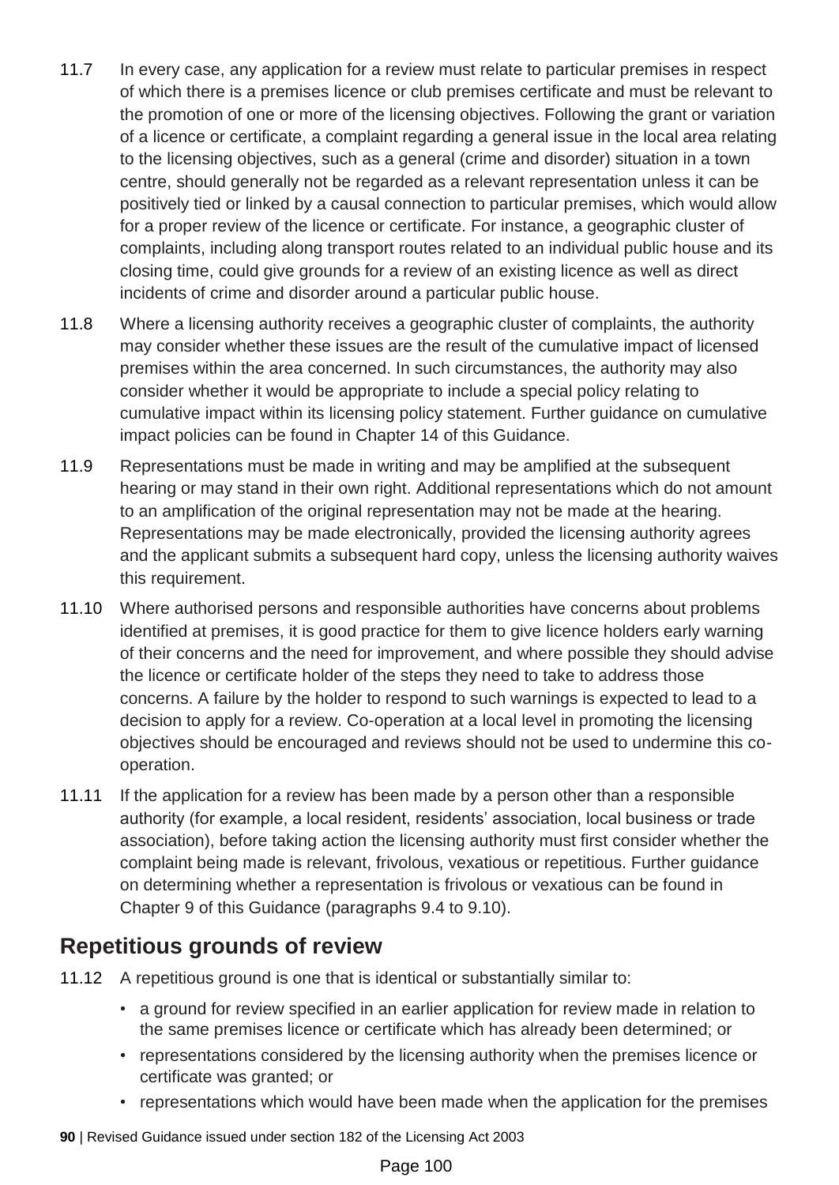11.7 In every case, any application for a review must relate to particular premises in respect of which there is a premises licence or club premises certificate and must be relevant to the promotion of one or more of the licensing objectives. Following the grant or variation of a licence or certificate, a complaint regarding a general issue in the local area relating to the licensing objectives, such as a general (crime and disorder) situation in a town centre, should generally not be regarded as a relevant representation unless it can be positively tied or linked by a causal connection to particular premises, which would allow for a proper review of the licence or certificate. For instance, a geographic cluster of complaints, including along transport routes related to an individual public house and its closing time, could give grounds for a review of an existing licence as well as direct incidents of crime and disorder around a particular public house.

11.8 Where a licensing authority receives a geographic cluster of complaints, the authority may consider whether these issues are the result of the cumulative impact of licensed premises within the area concerned. In such circumstances, the authority may also consider whether it would be appropriate to include a special policy relating to cumulative impact within its licensing policy statement. Further guidance on cumulative impact policies can be found in Chapter 14 of this Guidance.

11.9 Representations must be made in writing and may be amplified at the subsequent hearing or may stand in their own right. Additional representations which do not amount to an amplification of the original representation may not be made at the hearing. Representations may be made electronically, provided the licensing authority agrees and the applicant submits a subsequent hard copy, unless the licensing authority waives this requirement.

11.10 Where authorised persons and responsible authorities have concerns about problems identified at premises, it is good practice for them to give licence holders early warning of their concerns and the need for improvement, and where possible they should advise the licence or certificate holder of the steps they need to take to address those concerns. A failure by the holder to respond to such warnings is expected to lead to a decision to apply for a review. Co-operation at a local level in promoting the licensing objectives should be encouraged and reviews should not be used to undermine this co-operation.

11.11 If the application for a review has been made by a person other than a responsible authority (for example, a local resident, residents' association, local business or trade association), before taking action the licensing authority must first consider whether the complaint being made is relevant, frivolous, vexatious or repetitious. Further guidance on determining whether a representation is frivolous or vexatious can be found in Chapter 9 of this Guidance (paragraphs 9.4 to 9.10).

## Repetitious grounds of review

11.12 A repetitious ground is one that is identical or substantially similar to:

- a ground for review specified in an earlier application for review made in relation to the same premises licence or certificate which has already been determined; or
- representations considered by the licensing authority when the premises licence or certificate was granted; or
- representations which would have been made when the application for the premises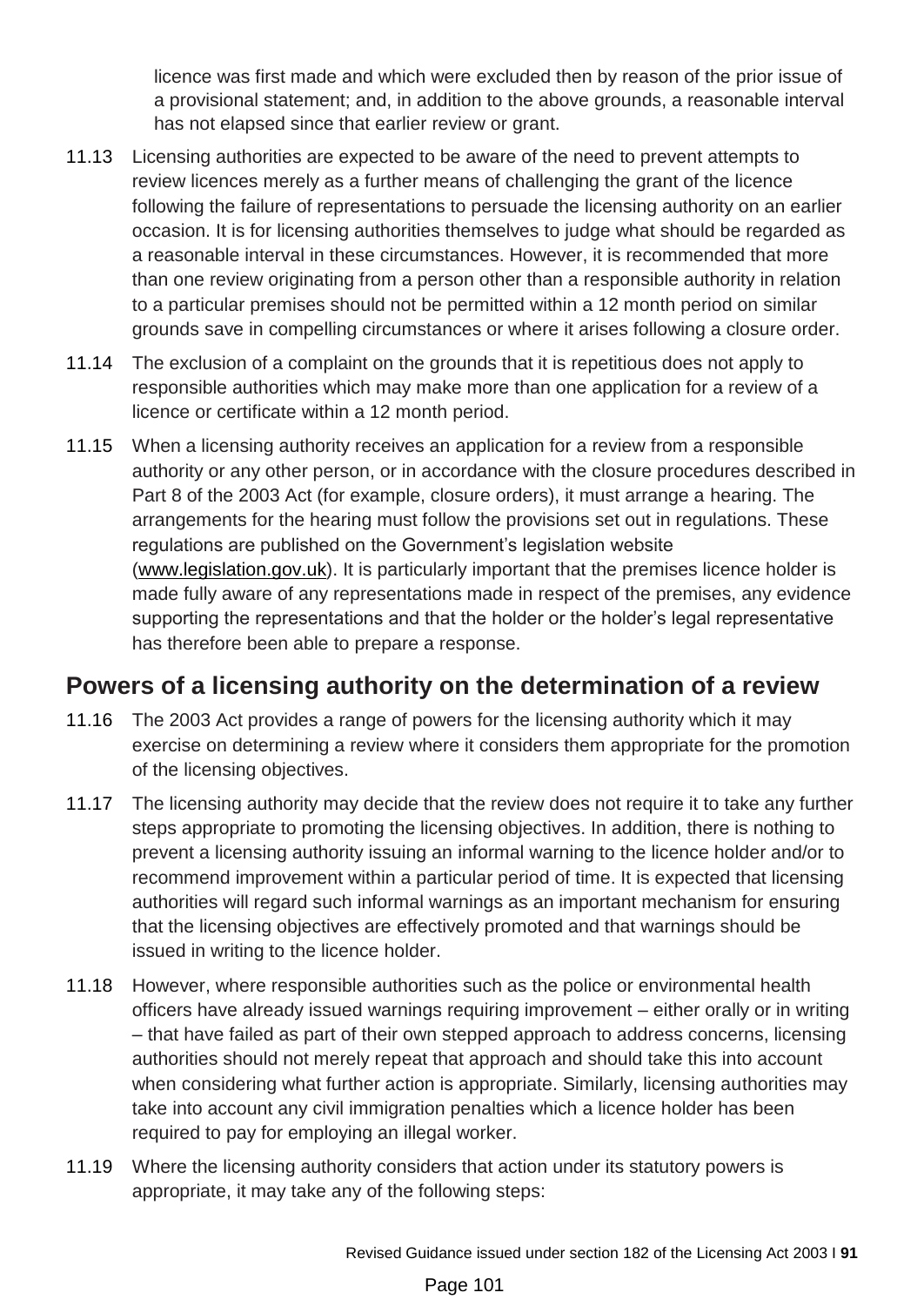licence was first made and which were excluded then by reason of the prior issue of a provisional statement; and, in addition to the above grounds, a reasonable interval has not elapsed since that earlier review or grant.

11.13 Licensing authorities are expected to be aware of the need to prevent attempts to review licences merely as a further means of challenging the grant of the licence following the failure of representations to persuade the licensing authority on an earlier occasion. It is for licensing authorities themselves to judge what should be regarded as a reasonable interval in these circumstances. However, it is recommended that more than one review originating from a person other than a responsible authority in relation to a particular premises should not be permitted within a 12 month period on similar grounds save in compelling circumstances or where it arises following a closure order.

11.14 The exclusion of a complaint on the grounds that it is repetitious does not apply to responsible authorities which may make more than one application for a review of a licence or certificate within a 12 month period.

11.15 When a licensing authority receives an application for a review from a responsible authority or any other person, or in accordance with the closure procedures described in Part 8 of the 2003 Act (for example, closure orders), it must arrange a hearing. The arrangements for the hearing must follow the provisions set out in regulations. These regulations are published on the Government's legislation website (www.legislation.gov.uk). It is particularly important that the premises licence holder is made fully aware of any representations made in respect of the premises, any evidence supporting the representations and that the holder or the holder's legal representative has therefore been able to prepare a response.

## Powers of a licensing authority on the determination of a review

11.16 The 2003 Act provides a range of powers for the licensing authority which it may exercise on determining a review where it considers them appropriate for the promotion of the licensing objectives.

11.17 The licensing authority may decide that the review does not require it to take any further steps appropriate to promoting the licensing objectives. In addition, there is nothing to prevent a licensing authority issuing an informal warning to the licence holder and/or to recommend improvement within a particular period of time. It is expected that licensing authorities will regard such informal warnings as an important mechanism for ensuring that the licensing objectives are effectively promoted and that warnings should be issued in writing to the licence holder.

11.18 However, where responsible authorities such as the police or environmental health officers have already issued warnings requiring improvement – either orally or in writing – that have failed as part of their own stepped approach to address concerns, licensing authorities should not merely repeat that approach and should take this into account when considering what further action is appropriate. Similarly, licensing authorities may take into account any civil immigration penalties which a licence holder has been required to pay for employing an illegal worker.

11.19 Where the licensing authority considers that action under its statutory powers is appropriate, it may take any of the following steps: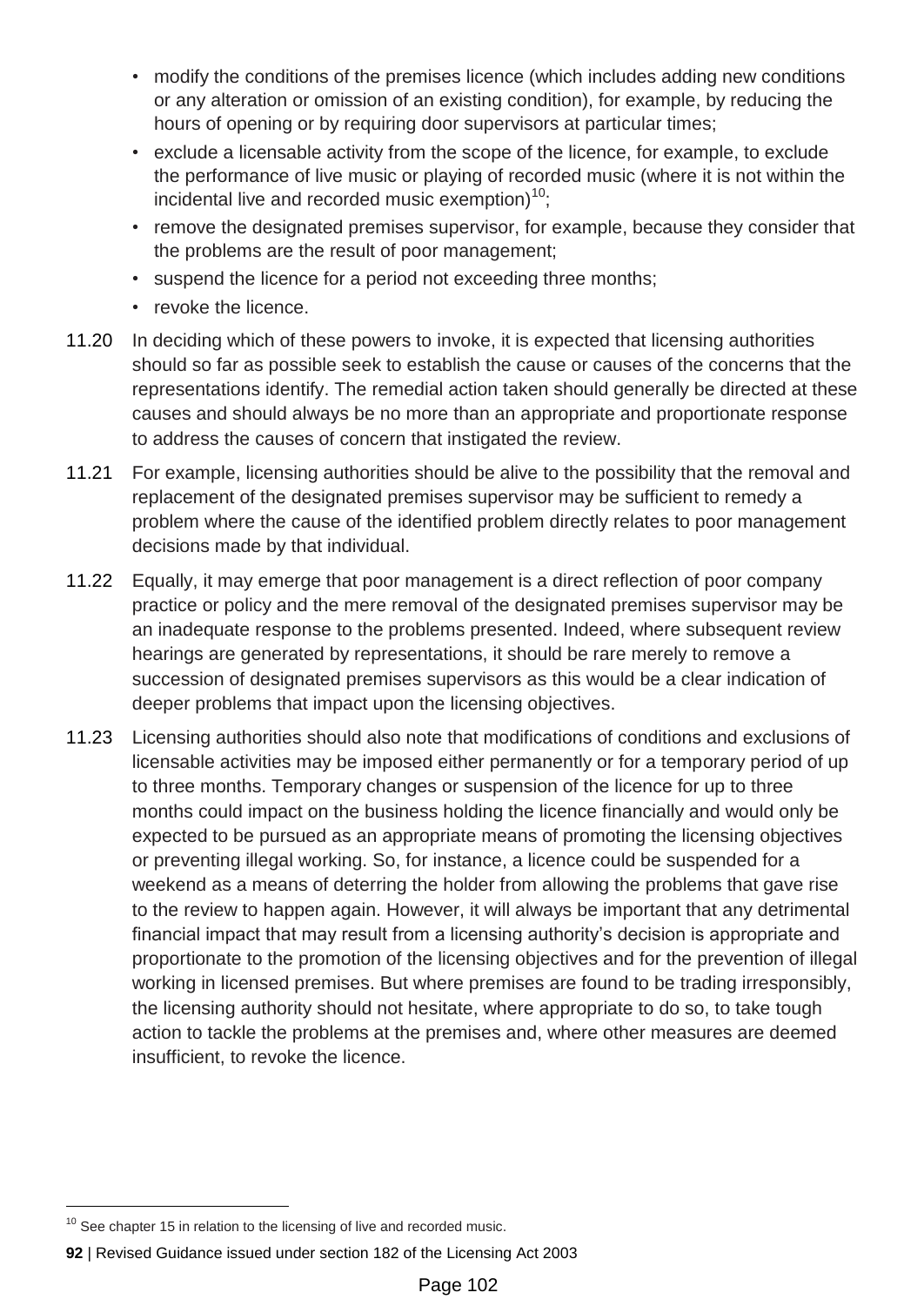- modify the conditions of the premises licence (which includes adding new conditions or any alteration or omission of an existing condition), for example, by reducing the hours of opening or by requiring door supervisors at particular times;
- exclude a licensable activity from the scope of the licence, for example, to exclude the performance of live music or playing of recorded music (where it is not within the incidental live and recorded music exemption)[10];
- remove the designated premises supervisor, for example, because they consider that the problems are the result of poor management;
- suspend the licence for a period not exceeding three months;
- revoke the licence.

11.20 In deciding which of these powers to invoke, it is expected that licensing authorities should so far as possible seek to establish the cause or causes of the concerns that the representations identify. The remedial action taken should generally be directed at these causes and should always be no more than an appropriate and proportionate response to address the causes of concern that instigated the review.

11.21 For example, licensing authorities should be alive to the possibility that the removal and replacement of the designated premises supervisor may be sufficient to remedy a problem where the cause of the identified problem directly relates to poor management decisions made by that individual.

11.22 Equally, it may emerge that poor management is a direct reflection of poor company practice or policy and the mere removal of the designated premises supervisor may be an inadequate response to the problems presented. Indeed, where subsequent review hearings are generated by representations, it should be rare merely to remove a succession of designated premises supervisors as this would be a clear indication of deeper problems that impact upon the licensing objectives.

11.23 Licensing authorities should also note that modifications of conditions and exclusions of licensable activities may be imposed either permanently or for a temporary period of up to three months. Temporary changes or suspension of the licence for up to three months could impact on the business holding the licence financially and would only be expected to be pursued as an appropriate means of promoting the licensing objectives or preventing illegal working. So, for instance, a licence could be suspended for a weekend as a means of deterring the holder from allowing the problems that gave rise to the review to happen again. However, it will always be important that any detrimental financial impact that may result from a licensing authority's decision is appropriate and proportionate to the promotion of the licensing objectives and for the prevention of illegal working in licensed premises. But where premises are found to be trading irresponsibly, the licensing authority should not hesitate, where appropriate to do so, to take tough action to tackle the problems at the premises and, where other measures are deemed insufficient, to revoke the licence.

[10] See chapter 15 in relation to the licensing of live and recorded music.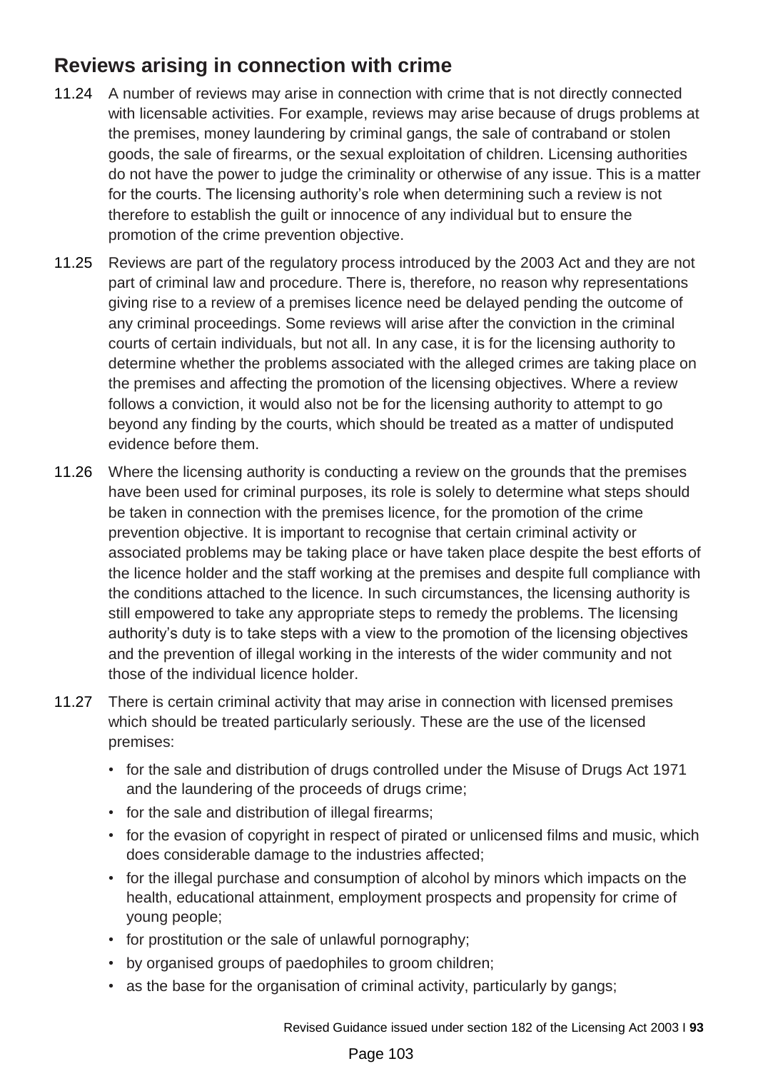## Reviews arising in connection with crime

11.24 A number of reviews may arise in connection with crime that is not directly connected with licensable activities. For example, reviews may arise because of drugs problems at the premises, money laundering by criminal gangs, the sale of contraband or stolen goods, the sale of firearms, or the sexual exploitation of children. Licensing authorities do not have the power to judge the criminality or otherwise of any issue. This is a matter for the courts. The licensing authority's role when determining such a review is not therefore to establish the guilt or innocence of any individual but to ensure the promotion of the crime prevention objective.

11.25 Reviews are part of the regulatory process introduced by the 2003 Act and they are not part of criminal law and procedure. There is, therefore, no reason why representations giving rise to a review of a premises licence need be delayed pending the outcome of any criminal proceedings. Some reviews will arise after the conviction in the criminal courts of certain individuals, but not all. In any case, it is for the licensing authority to determine whether the problems associated with the alleged crimes are taking place on the premises and affecting the promotion of the licensing objectives. Where a review follows a conviction, it would also not be for the licensing authority to attempt to go beyond any finding by the courts, which should be treated as a matter of undisputed evidence before them.

11.26 Where the licensing authority is conducting a review on the grounds that the premises have been used for criminal purposes, its role is solely to determine what steps should be taken in connection with the premises licence, for the promotion of the crime prevention objective. It is important to recognise that certain criminal activity or associated problems may be taking place or have taken place despite the best efforts of the licence holder and the staff working at the premises and despite full compliance with the conditions attached to the licence. In such circumstances, the licensing authority is still empowered to take any appropriate steps to remedy the problems. The licensing authority's duty is to take steps with a view to the promotion of the licensing objectives and the prevention of illegal working in the interests of the wider community and not those of the individual licence holder.

11.27 There is certain criminal activity that may arise in connection with licensed premises which should be treated particularly seriously. These are the use of the licensed premises:

- for the sale and distribution of drugs controlled under the Misuse of Drugs Act 1971 and the laundering of the proceeds of drugs crime;
- for the sale and distribution of illegal firearms;
- for the evasion of copyright in respect of pirated or unlicensed films and music, which does considerable damage to the industries affected;
- for the illegal purchase and consumption of alcohol by minors which impacts on the health, educational attainment, employment prospects and propensity for crime of young people;
- for prostitution or the sale of unlawful pornography;
- by organised groups of paedophiles to groom children;
- as the base for the organisation of criminal activity, particularly by gangs;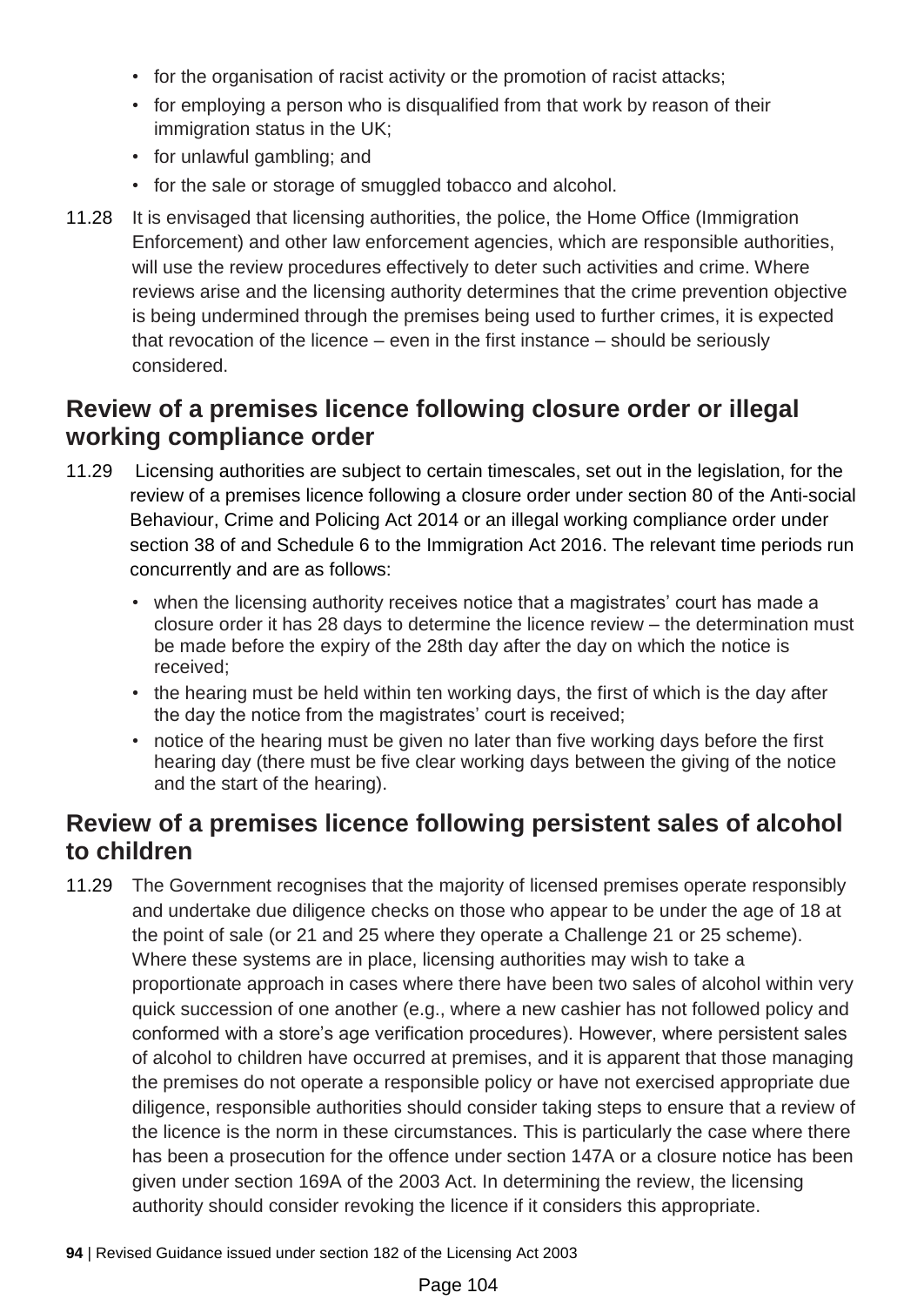- for the organisation of racist activity or the promotion of racist attacks;
- for employing a person who is disqualified from that work by reason of their immigration status in the UK;
- for unlawful gambling; and
- for the sale or storage of smuggled tobacco and alcohol.

11.28 It is envisaged that licensing authorities, the police, the Home Office (Immigration Enforcement) and other law enforcement agencies, which are responsible authorities, will use the review procedures effectively to deter such activities and crime. Where reviews arise and the licensing authority determines that the crime prevention objective is being undermined through the premises being used to further crimes, it is expected that revocation of the licence – even in the first instance – should be seriously considered.

## Review of a premises licence following closure order or illegal working compliance order

11.29 Licensing authorities are subject to certain timescales, set out in the legislation, for the review of a premises licence following a closure order under section 80 of the Anti-social Behaviour, Crime and Policing Act 2014 or an illegal working compliance order under section 38 of and Schedule 6 to the Immigration Act 2016. The relevant time periods run concurrently and are as follows:

- when the licensing authority receives notice that a magistrates' court has made a closure order it has 28 days to determine the licence review – the determination must be made before the expiry of the 28th day after the day on which the notice is received;
- the hearing must be held within ten working days, the first of which is the day after the day the notice from the magistrates' court is received;
- notice of the hearing must be given no later than five working days before the first hearing day (there must be five clear working days between the giving of the notice and the start of the hearing).

## Review of a premises licence following persistent sales of alcohol to children

11.29 The Government recognises that the majority of licensed premises operate responsibly and undertake due diligence checks on those who appear to be under the age of 18 at the point of sale (or 21 and 25 where they operate a Challenge 21 or 25 scheme). Where these systems are in place, licensing authorities may wish to take a proportionate approach in cases where there have been two sales of alcohol within very quick succession of one another (e.g., where a new cashier has not followed policy and conformed with a store's age verification procedures). However, where persistent sales of alcohol to children have occurred at premises, and it is apparent that those managing the premises do not operate a responsible policy or have not exercised appropriate due diligence, responsible authorities should consider taking steps to ensure that a review of the licence is the norm in these circumstances. This is particularly the case where there has been a prosecution for the offence under section 147A or a closure notice has been given under section 169A of the 2003 Act. In determining the review, the licensing authority should consider revoking the licence if it considers this appropriate.